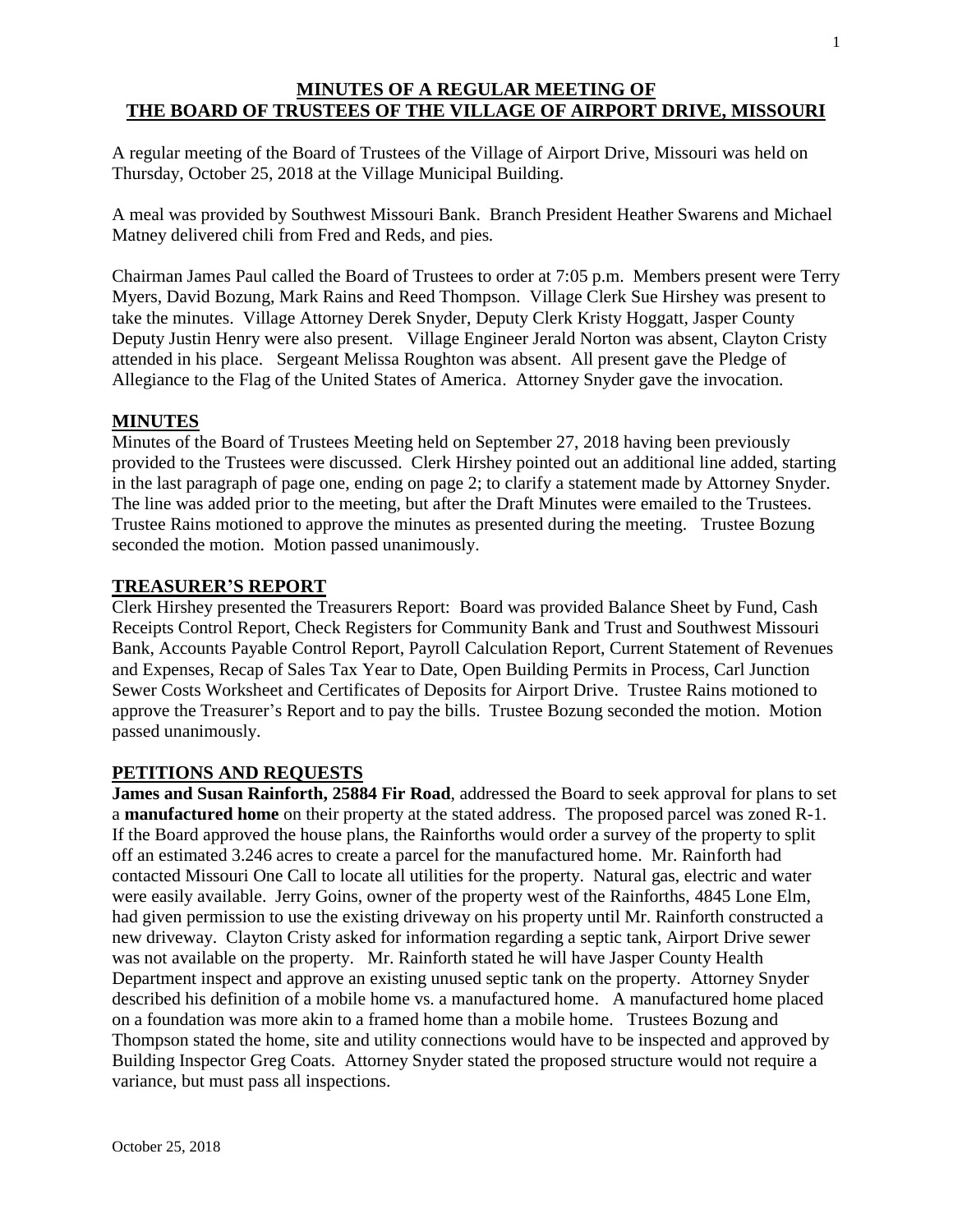**MINUTES OF A REGULAR MEETING OF**
**THE BOARD OF TRUSTEES OF THE VILLAGE OF AIRPORT DRIVE, MISSOURI**

A regular meeting of the Board of Trustees of the Village of Airport Drive, Missouri was held on Thursday, October 25, 2018 at the Village Municipal Building.

A meal was provided by Southwest Missouri Bank. Branch President Heather Swarens and Michael Matney delivered chili from Fred and Reds, and pies.

Chairman James Paul called the Board of Trustees to order at 7:05 p.m. Members present were Terry Myers, David Bozung, Mark Rains and Reed Thompson. Village Clerk Sue Hirshey was present to take the minutes. Village Attorney Derek Snyder, Deputy Clerk Kristy Hoggatt, Jasper County Deputy Justin Henry were also present. Village Engineer Jerald Norton was absent, Clayton Cristy attended in his place. Sergeant Melissa Roughton was absent. All present gave the Pledge of Allegiance to the Flag of the United States of America. Attorney Snyder gave the invocation.

## MINUTES

Minutes of the Board of Trustees Meeting held on September 27, 2018 having been previously provided to the Trustees were discussed. Clerk Hirshey pointed out an additional line added, starting in the last paragraph of page one, ending on page 2; to clarify a statement made by Attorney Snyder. The line was added prior to the meeting, but after the Draft Minutes were emailed to the Trustees. Trustee Rains motioned to approve the minutes as presented during the meeting. Trustee Bozung seconded the motion. Motion passed unanimously.

## TREASURER'S REPORT

Clerk Hirshey presented the Treasurers Report: Board was provided Balance Sheet by Fund, Cash Receipts Control Report, Check Registers for Community Bank and Trust and Southwest Missouri Bank, Accounts Payable Control Report, Payroll Calculation Report, Current Statement of Revenues and Expenses, Recap of Sales Tax Year to Date, Open Building Permits in Process, Carl Junction Sewer Costs Worksheet and Certificates of Deposits for Airport Drive. Trustee Rains motioned to approve the Treasurer's Report and to pay the bills. Trustee Bozung seconded the motion. Motion passed unanimously.

## PETITIONS AND REQUESTS

**James and Susan Rainforth, 25884 Fir Road**, addressed the Board to seek approval for plans to set a **manufactured home** on their property at the stated address. The proposed parcel was zoned R-1. If the Board approved the house plans, the Rainforths would order a survey of the property to split off an estimated 3.246 acres to create a parcel for the manufactured home. Mr. Rainforth had contacted Missouri One Call to locate all utilities for the property. Natural gas, electric and water were easily available. Jerry Goins, owner of the property west of the Rainforths, 4845 Lone Elm, had given permission to use the existing driveway on his property until Mr. Rainforth constructed a new driveway. Clayton Cristy asked for information regarding a septic tank, Airport Drive sewer was not available on the property. Mr. Rainforth stated he will have Jasper County Health Department inspect and approve an existing unused septic tank on the property. Attorney Snyder described his definition of a mobile home vs. a manufactured home. A manufactured home placed on a foundation was more akin to a framed home than a mobile home. Trustees Bozung and Thompson stated the home, site and utility connections would have to be inspected and approved by Building Inspector Greg Coats. Attorney Snyder stated the proposed structure would not require a variance, but must pass all inspections.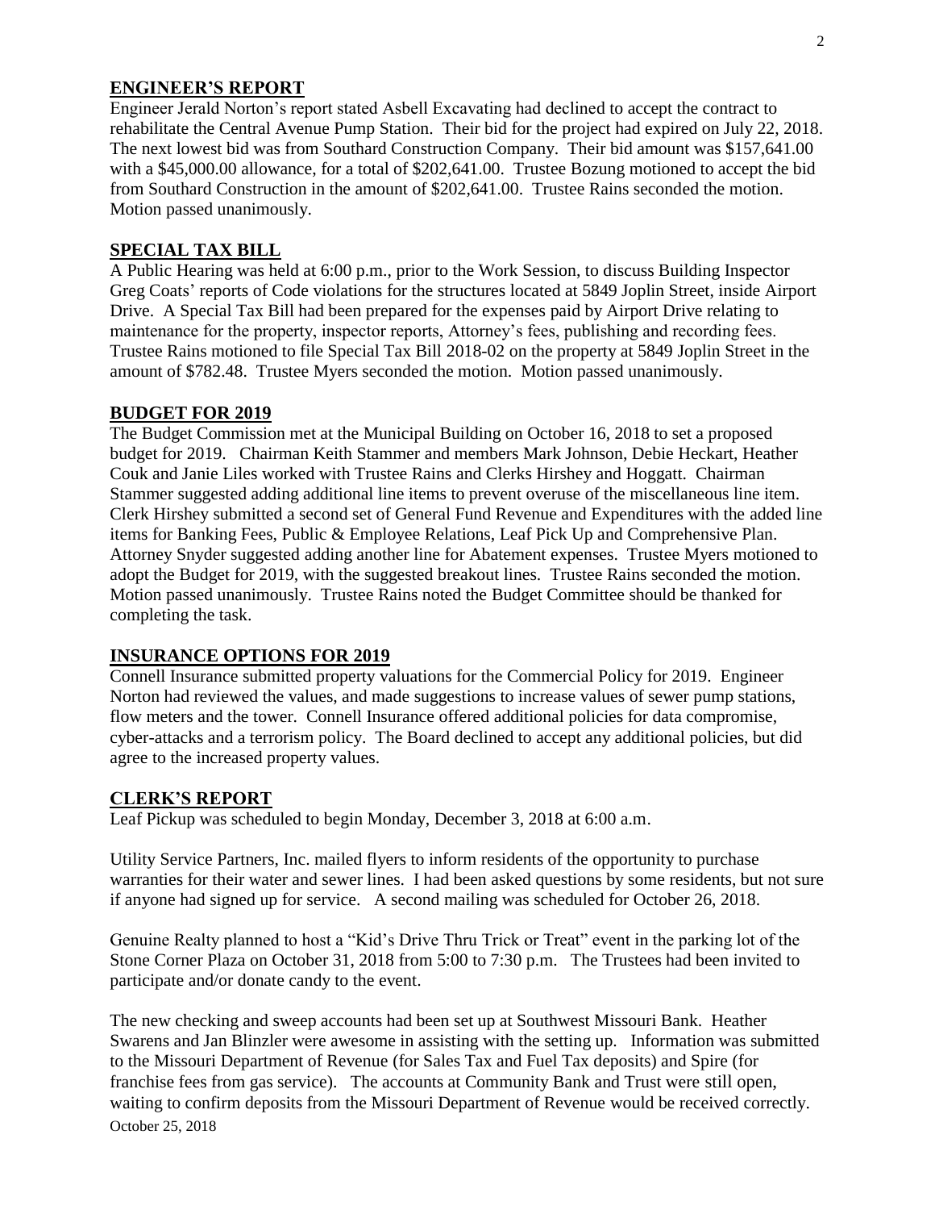## ENGINEER'S REPORT

Engineer Jerald Norton's report stated Asbell Excavating had declined to accept the contract to rehabilitate the Central Avenue Pump Station. Their bid for the project had expired on July 22, 2018. The next lowest bid was from Southard Construction Company. Their bid amount was $157,641.00 with a $45,000.00 allowance, for a total of $202,641.00. Trustee Bozung motioned to accept the bid from Southard Construction in the amount of $202,641.00. Trustee Rains seconded the motion. Motion passed unanimously.

## SPECIAL TAX BILL

A Public Hearing was held at 6:00 p.m., prior to the Work Session, to discuss Building Inspector Greg Coats' reports of Code violations for the structures located at 5849 Joplin Street, inside Airport Drive. A Special Tax Bill had been prepared for the expenses paid by Airport Drive relating to maintenance for the property, inspector reports, Attorney's fees, publishing and recording fees. Trustee Rains motioned to file Special Tax Bill 2018-02 on the property at 5849 Joplin Street in the amount of $782.48. Trustee Myers seconded the motion. Motion passed unanimously.

## BUDGET FOR 2019

The Budget Commission met at the Municipal Building on October 16, 2018 to set a proposed budget for 2019. Chairman Keith Stammer and members Mark Johnson, Debie Heckart, Heather Couk and Janie Liles worked with Trustee Rains and Clerks Hirshey and Hoggatt. Chairman Stammer suggested adding additional line items to prevent overuse of the miscellaneous line item. Clerk Hirshey submitted a second set of General Fund Revenue and Expenditures with the added line items for Banking Fees, Public & Employee Relations, Leaf Pick Up and Comprehensive Plan. Attorney Snyder suggested adding another line for Abatement expenses. Trustee Myers motioned to adopt the Budget for 2019, with the suggested breakout lines. Trustee Rains seconded the motion. Motion passed unanimously. Trustee Rains noted the Budget Committee should be thanked for completing the task.

## INSURANCE OPTIONS FOR 2019

Connell Insurance submitted property valuations for the Commercial Policy for 2019. Engineer Norton had reviewed the values, and made suggestions to increase values of sewer pump stations, flow meters and the tower. Connell Insurance offered additional policies for data compromise, cyber-attacks and a terrorism policy. The Board declined to accept any additional policies, but did agree to the increased property values.

## CLERK'S REPORT

Leaf Pickup was scheduled to begin Monday, December 3, 2018 at 6:00 a.m.

Utility Service Partners, Inc. mailed flyers to inform residents of the opportunity to purchase warranties for their water and sewer lines. I had been asked questions by some residents, but not sure if anyone had signed up for service. A second mailing was scheduled for October 26, 2018.

Genuine Realty planned to host a "Kid's Drive Thru Trick or Treat" event in the parking lot of the Stone Corner Plaza on October 31, 2018 from 5:00 to 7:30 p.m. The Trustees had been invited to participate and/or donate candy to the event.

The new checking and sweep accounts had been set up at Southwest Missouri Bank. Heather Swarens and Jan Blinzler were awesome in assisting with the setting up. Information was submitted to the Missouri Department of Revenue (for Sales Tax and Fuel Tax deposits) and Spire (for franchise fees from gas service). The accounts at Community Bank and Trust were still open, waiting to confirm deposits from the Missouri Department of Revenue would be received correctly.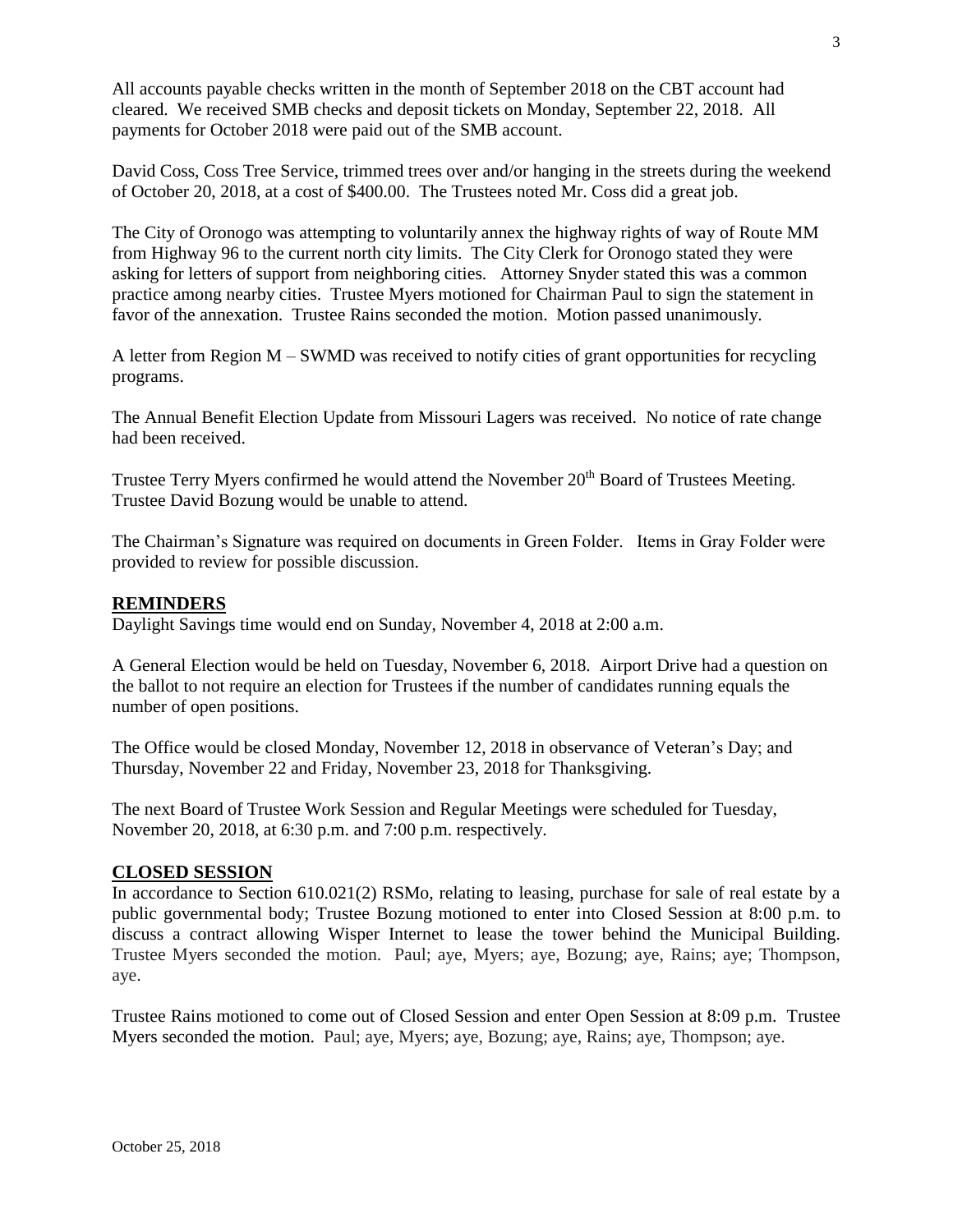All accounts payable checks written in the month of September 2018 on the CBT account had cleared. We received SMB checks and deposit tickets on Monday, September 22, 2018. All payments for October 2018 were paid out of the SMB account.

David Coss, Coss Tree Service, trimmed trees over and/or hanging in the streets during the weekend of October 20, 2018, at a cost of $400.00. The Trustees noted Mr. Coss did a great job.

The City of Oronogo was attempting to voluntarily annex the highway rights of way of Route MM from Highway 96 to the current north city limits. The City Clerk for Oronogo stated they were asking for letters of support from neighboring cities. Attorney Snyder stated this was a common practice among nearby cities. Trustee Myers motioned for Chairman Paul to sign the statement in favor of the annexation. Trustee Rains seconded the motion. Motion passed unanimously.

A letter from Region M – SWMD was received to notify cities of grant opportunities for recycling programs.

The Annual Benefit Election Update from Missouri Lagers was received. No notice of rate change had been received.

Trustee Terry Myers confirmed he would attend the November 20th Board of Trustees Meeting. Trustee David Bozung would be unable to attend.

The Chairman's Signature was required on documents in Green Folder. Items in Gray Folder were provided to review for possible discussion.

## REMINDERS

Daylight Savings time would end on Sunday, November 4, 2018 at 2:00 a.m.

A General Election would be held on Tuesday, November 6, 2018. Airport Drive had a question on the ballot to not require an election for Trustees if the number of candidates running equals the number of open positions.

The Office would be closed Monday, November 12, 2018 in observance of Veteran's Day; and Thursday, November 22 and Friday, November 23, 2018 for Thanksgiving.

The next Board of Trustee Work Session and Regular Meetings were scheduled for Tuesday, November 20, 2018, at 6:30 p.m. and 7:00 p.m. respectively.

## CLOSED SESSION

In accordance to Section 610.021(2) RSMo, relating to leasing, purchase for sale of real estate by a public governmental body; Trustee Bozung motioned to enter into Closed Session at 8:00 p.m. to discuss a contract allowing Wisper Internet to lease the tower behind the Municipal Building. Trustee Myers seconded the motion. Paul; aye, Myers; aye, Bozung; aye, Rains; aye; Thompson, aye.

Trustee Rains motioned to come out of Closed Session and enter Open Session at 8:09 p.m. Trustee Myers seconded the motion. Paul; aye, Myers; aye, Bozung; aye, Rains; aye, Thompson; aye.

October 25, 2018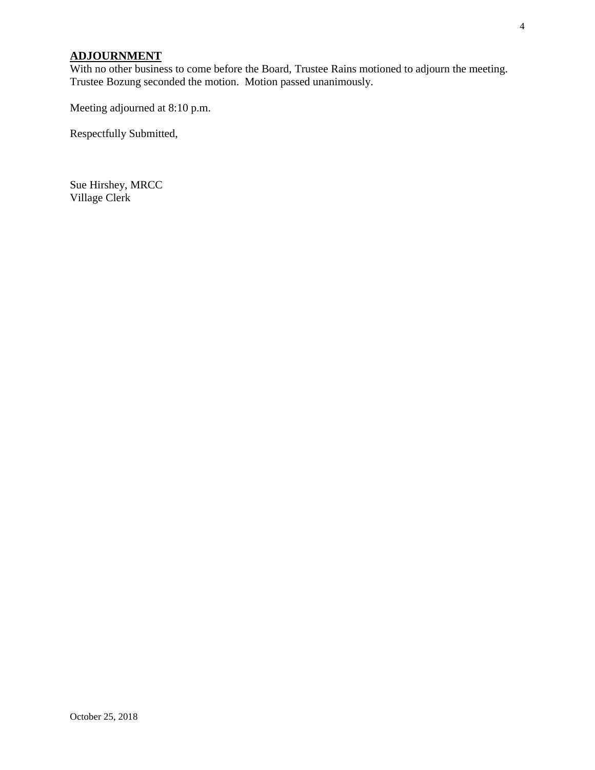**ADJOURNMENT**
With no other business to come before the Board, Trustee Rains motioned to adjourn the meeting. Trustee Bozung seconded the motion. Motion passed unanimously.

Meeting adjourned at 8:10 p.m.

Respectfully Submitted,

Sue Hirshey, MRCC
Village Clerk

October 25, 2018